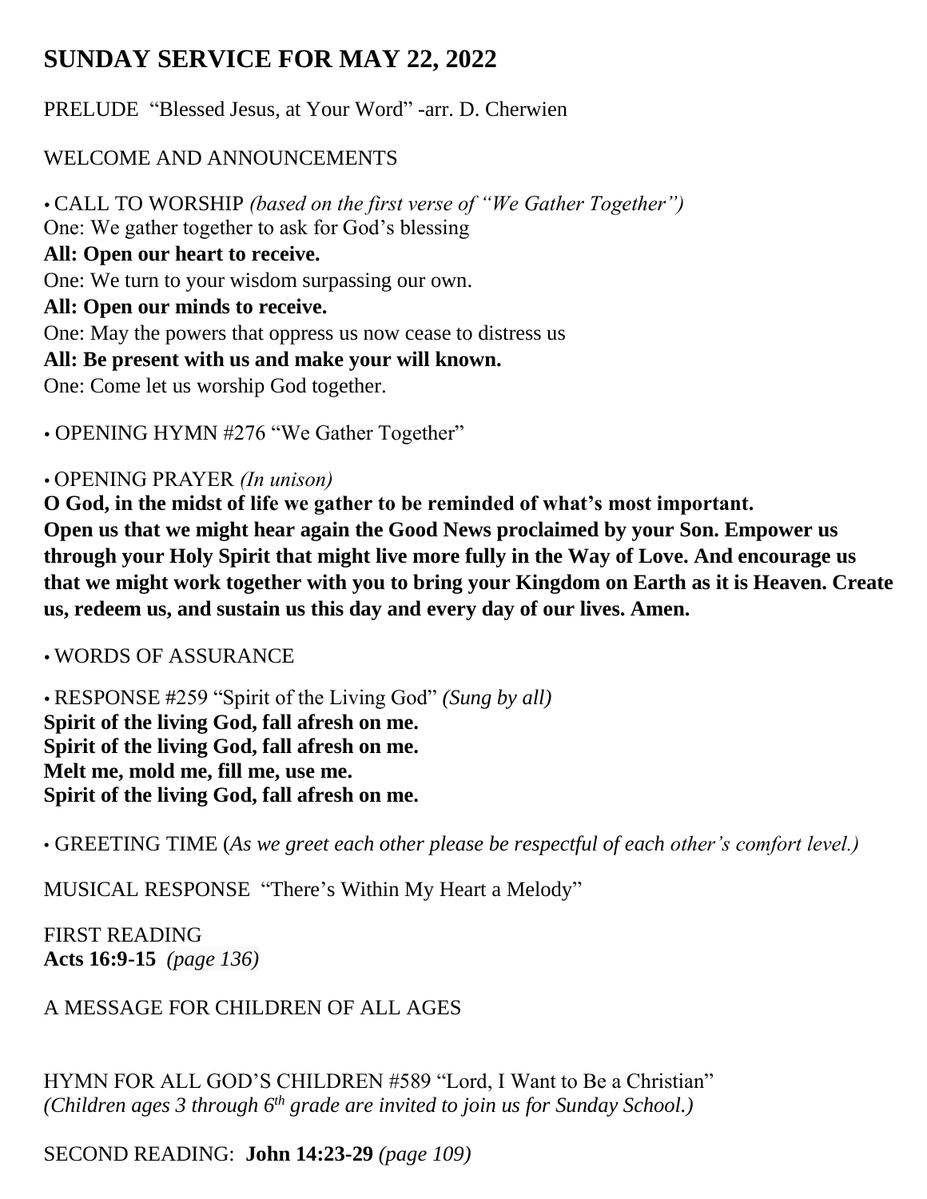# SUNDAY SERVICE FOR MAY 22, 2022

PRELUDE "Blessed Jesus, at Your Word" -arr. D. Cherwien

WELCOME AND ANNOUNCEMENTS

• CALL TO WORSHIP *(based on the first verse of "We Gather Together")*
One: We gather together to ask for God's blessing
**All: Open our heart to receive.**
One: We turn to your wisdom surpassing our own.
**All: Open our minds to receive.**
One: May the powers that oppress us now cease to distress us
**All: Be present with us and make your will known.**
One: Come let us worship God together.

• OPENING HYMN #276 "We Gather Together"

• OPENING PRAYER *(In unison)*
**O God, in the midst of life we gather to be reminded of what's most important. Open us that we might hear again the Good News proclaimed by your Son. Empower us through your Holy Spirit that might live more fully in the Way of Love. And encourage us that we might work together with you to bring your Kingdom on Earth as it is Heaven. Create us, redeem us, and sustain us this day and every day of our lives. Amen.**

• WORDS OF ASSURANCE

• RESPONSE #259 "Spirit of the Living God" *(Sung by all)*
**Spirit of the living God, fall afresh on me.**
**Spirit of the living God, fall afresh on me.**
**Melt me, mold me, fill me, use me.**
**Spirit of the living God, fall afresh on me.**

• GREETING TIME (*As we greet each other please be respectful of each other's comfort level.)*

MUSICAL RESPONSE "There's Within My Heart a Melody"

FIRST READING
**Acts 16:9-15** *(page 136)*

A MESSAGE FOR CHILDREN OF ALL AGES

HYMN FOR ALL GOD'S CHILDREN #589 "Lord, I Want to Be a Christian"
*(Children ages 3 through 6th grade are invited to join us for Sunday School.)*

SECOND READING: **John 14:23-29** *(page 109)*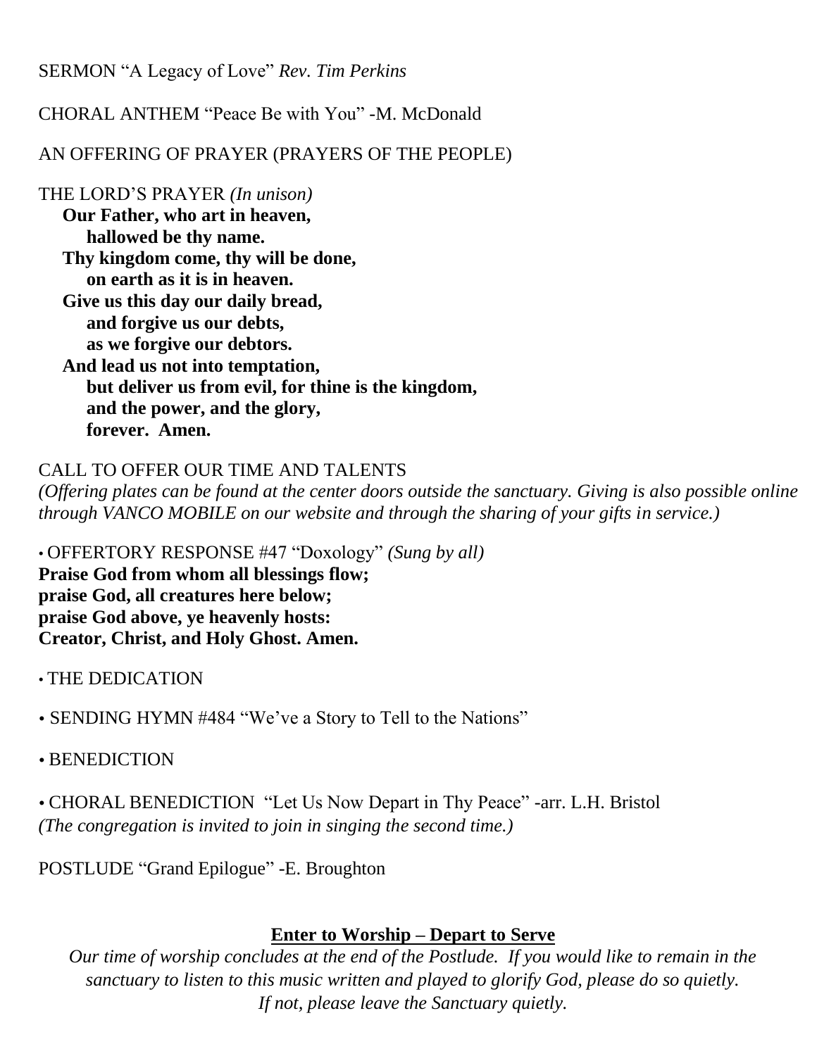SERMON “A Legacy of Love” *Rev. Tim Perkins*

CHORAL ANTHEM “Peace Be with You” -M. McDonald

AN OFFERING OF PRAYER (PRAYERS OF THE PEOPLE)

THE LORD’S PRAYER *(In unison)*

**Our Father, who art in heaven,**
**hallowed be thy name.**
**Thy kingdom come, thy will be done,**
**on earth as it is in heaven.**
**Give us this day our daily bread,**
**and forgive us our debts,**
**as we forgive our debtors.**
**And lead us not into temptation,**
**but deliver us from evil, for thine is the kingdom,**
**and the power, and the glory,**
**forever. Amen.**

CALL TO OFFER OUR TIME AND TALENTS
*(Offering plates can be found at the center doors outside the sanctuary. Giving is also possible online through VANCO MOBILE on our website and through the sharing of your gifts in service.)*

• OFFERTORY RESPONSE #47 “Doxology” *(Sung by all)*
**Praise God from whom all blessings flow;**
**praise God, all creatures here below;**
**praise God above, ye heavenly hosts:**
**Creator, Christ, and Holy Ghost. Amen.**

• THE DEDICATION

• SENDING HYMN #484 “We’ve a Story to Tell to the Nations”

• BENEDICTION

• CHORAL BENEDICTION “Let Us Now Depart in Thy Peace” -arr. L.H. Bristol
*(The congregation is invited to join in singing the second time.)*

POSTLUDE “Grand Epilogue” -E. Broughton

**Enter to Worship – Depart to Serve**

*Our time of worship concludes at the end of the Postlude. If you would like to remain in the sanctuary to listen to this music written and played to glorify God, please do so quietly. If not, please leave the Sanctuary quietly.*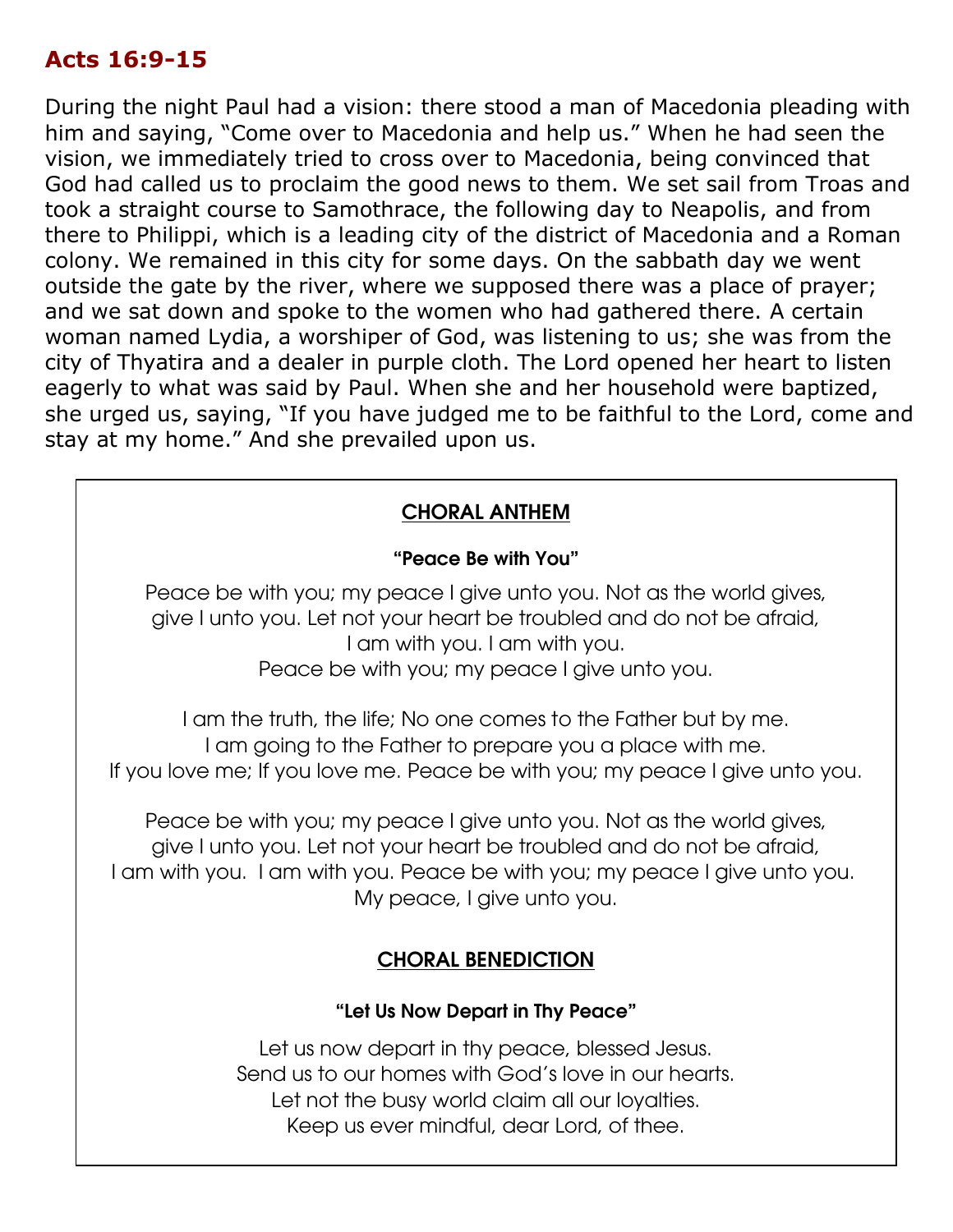## Acts 16:9-15

During the night Paul had a vision: there stood a man of Macedonia pleading with him and saying, "Come over to Macedonia and help us." When he had seen the vision, we immediately tried to cross over to Macedonia, being convinced that God had called us to proclaim the good news to them. We set sail from Troas and took a straight course to Samothrace, the following day to Neapolis, and from there to Philippi, which is a leading city of the district of Macedonia and a Roman colony. We remained in this city for some days. On the sabbath day we went outside the gate by the river, where we supposed there was a place of prayer; and we sat down and spoke to the women who had gathered there. A certain woman named Lydia, a worshiper of God, was listening to us; she was from the city of Thyatira and a dealer in purple cloth. The Lord opened her heart to listen eagerly to what was said by Paul. When she and her household were baptized, she urged us, saying, "If you have judged me to be faithful to the Lord, come and stay at my home." And she prevailed upon us.

### CHORAL ANTHEM

**"Peace Be with You"**

Peace be with you; my peace I give unto you. Not as the world gives,
give I unto you. Let not your heart be troubled and do not be afraid,
I am with you. I am with you.
Peace be with you; my peace I give unto you.

I am the truth, the life; No one comes to the Father but by me.
I am going to the Father to prepare you a place with me.
If you love me; If you love me. Peace be with you; my peace I give unto you.

Peace be with you; my peace I give unto you. Not as the world gives,
give I unto you. Let not your heart be troubled and do not be afraid,
I am with you. I am with you. Peace be with you; my peace I give unto you.
My peace, I give unto you.

### CHORAL BENEDICTION

**"Let Us Now Depart in Thy Peace"**

Let us now depart in thy peace, blessed Jesus.
Send us to our homes with God's love in our hearts.
Let not the busy world claim all our loyalties.
Keep us ever mindful, dear Lord, of thee.